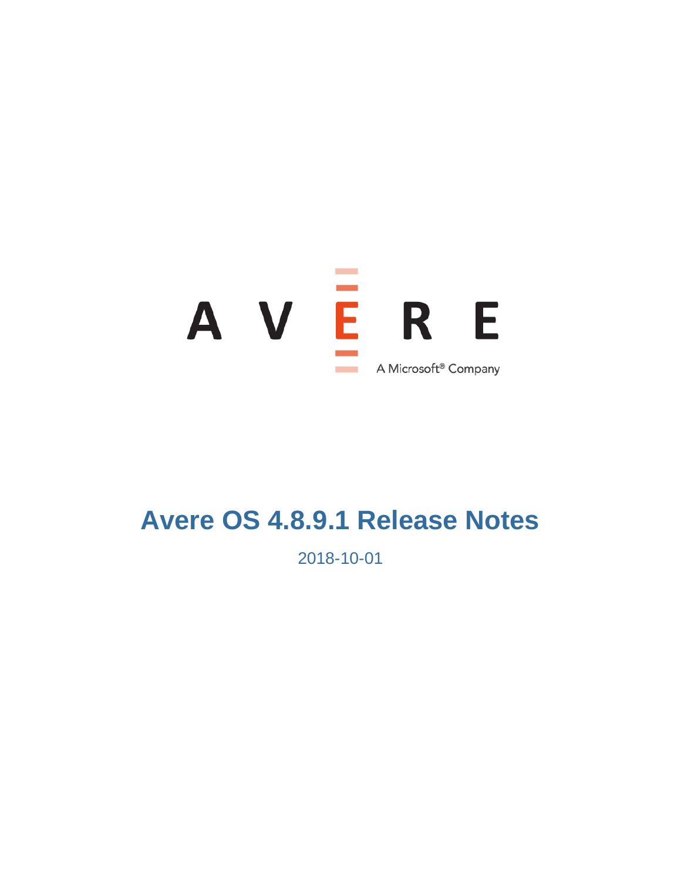AVERE

A Microsoft® Company

# Avere OS 4.8.9.1 Release Notes

2018-10-01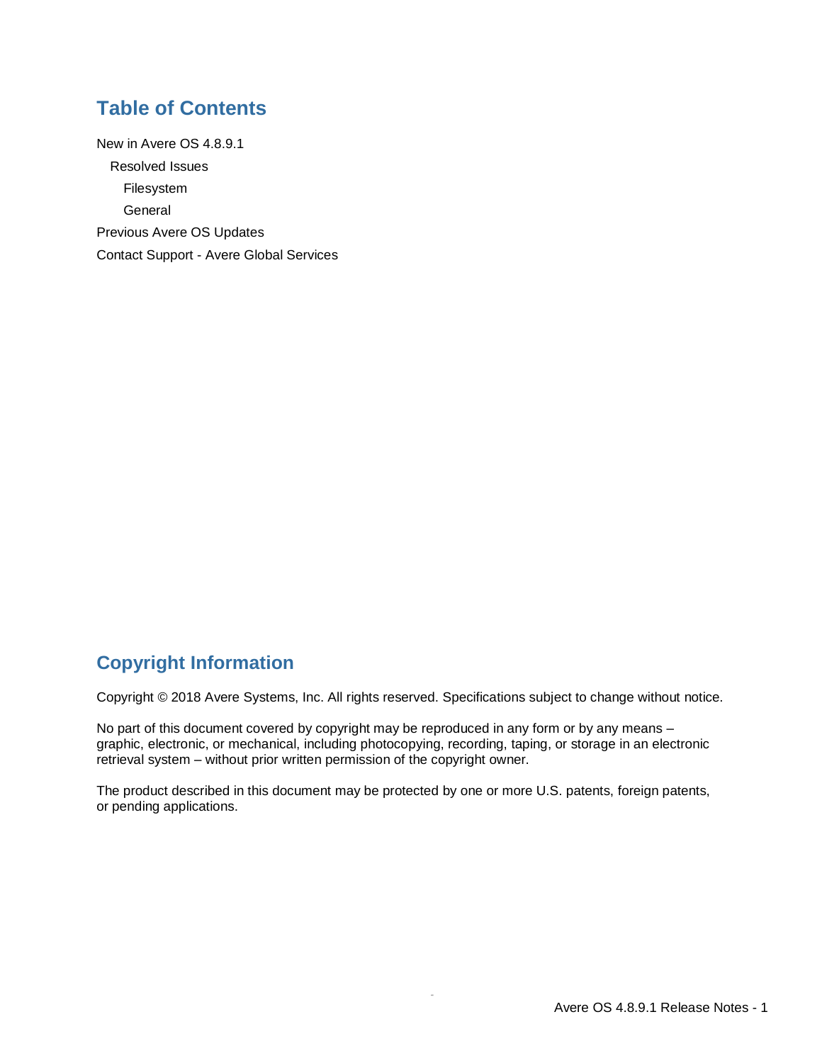## Table of Contents

New in Avere OS 4.8.9.1

- Resolved Issues
  - Filesystem
  - General

Previous Avere OS Updates

Contact Support - Avere Global Services

## Copyright Information

Copyright © 2018 Avere Systems, Inc. All rights reserved. Specifications subject to change without notice.

No part of this document covered by copyright may be reproduced in any form or by any means – graphic, electronic, or mechanical, including photocopying, recording, taping, or storage in an electronic retrieval system – without prior written permission of the copyright owner.

The product described in this document may be protected by one or more U.S. patents, foreign patents, or pending applications.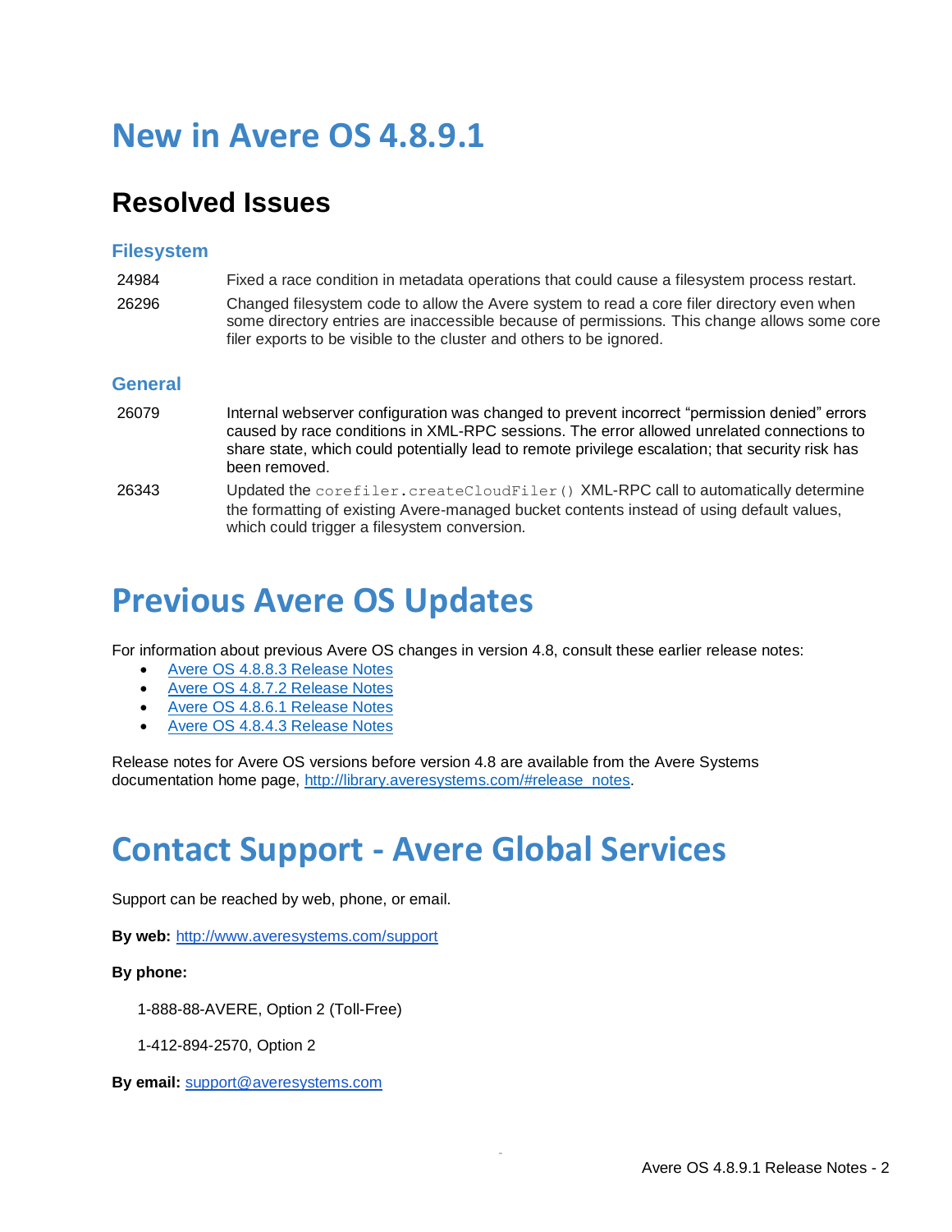# New in Avere OS 4.8.9.1

## Resolved Issues

### Filesystem

| | |
|---|---|
| 24984 | Fixed a race condition in metadata operations that could cause a filesystem process restart. |
| 26296 | Changed filesystem code to allow the Avere system to read a core filer directory even when some directory entries are inaccessible because of permissions. This change allows some core filer exports to be visible to the cluster and others to be ignored. |

### General

| | |
|---|---|
| 26079 | Internal webserver configuration was changed to prevent incorrect “permission denied” errors caused by race conditions in XML-RPC sessions. The error allowed unrelated connections to share state, which could potentially lead to remote privilege escalation; that security risk has been removed. |
| 26343 | Updated the `corefiler.createCloudFiler()` XML-RPC call to automatically determine the formatting of existing Avere-managed bucket contents instead of using default values, which could trigger a filesystem conversion. |

# Previous Avere OS Updates

For information about previous Avere OS changes in version 4.8, consult these earlier release notes:

- Avere OS 4.8.8.3 Release Notes
- Avere OS 4.8.7.2 Release Notes
- Avere OS 4.8.6.1 Release Notes
- Avere OS 4.8.4.3 Release Notes

Release notes for Avere OS versions before version 4.8 are available from the Avere Systems documentation home page, http://library.averesystems.com/#release_notes.

# Contact Support - Avere Global Services

Support can be reached by web, phone, or email.

**By web:** http://www.averesystems.com/support

**By phone:**

1-888-88-AVERE, Option 2 (Toll-Free)

1-412-894-2570, Option 2

**By email:** support@averesystems.com